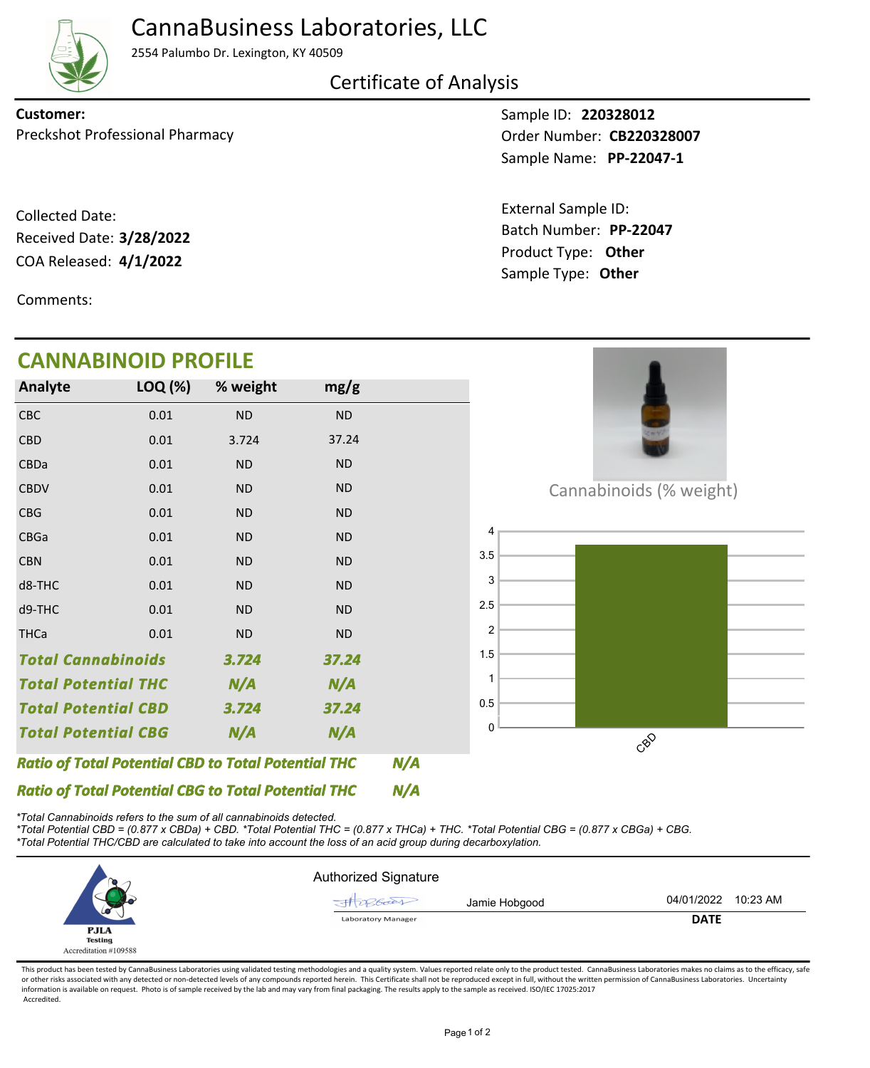# CannaBusiness Laboratories, LLC

2554 Palumbo Dr. Lexington, KY 40509

## Certificate of Analysis

**Customer:**
Preckshot Professional Pharmacy

Sample ID: **220328012**
Order Number: **CB220328007**
Sample Name: **PP-22047-1**

Collected Date:
Received Date: **3/28/2022**
COA Released: **4/1/2022**

External Sample ID:
Batch Number: **PP-22047**
Product Type: **Other**
Sample Type: **Other**

Comments:

## CANNABINOID PROFILE

| Analyte | LOQ (%) | % weight | mg/g |
|---|---|---|---|
| CBC | 0.01 | ND | ND |
| CBD | 0.01 | 3.724 | 37.24 |
| CBDa | 0.01 | ND | ND |
| CBDV | 0.01 | ND | ND |
| CBG | 0.01 | ND | ND |
| CBGa | 0.01 | ND | ND |
| CBN | 0.01 | ND | ND |
| d8-THC | 0.01 | ND | ND |
| d9-THC | 0.01 | ND | ND |
| THCa | 0.01 | ND | ND |
| ***Total Cannabinoids*** | | ***3.724*** | ***37.24*** |
| ***Total Potential THC*** | | ***N/A*** | ***N/A*** |
| ***Total Potential CBD*** | | ***3.724*** | ***37.24*** |
| ***Total Potential CBG*** | | ***N/A*** | ***N/A*** |

***Ratio of Total Potential CBD to Total Potential THC*** ***N/A***

***Ratio of Total Potential CBG to Total Potential THC*** ***N/A***

Cannabinoids (% weight)

*\*Total Cannabinoids refers to the sum of all cannabinoids detected.*
*\*Total Potential CBD = (0.877 x CBDa) + CBD. \*Total Potential THC = (0.877 x THCa) + THC. \*Total Potential CBG = (0.877 x CBGa) + CBG.*
*\*Total Potential THC/CBD are calculated to take into account the loss of an acid group during decarboxylation.*

PJLA Testing
Accreditation #109588

Authorized Signature

Jamie Hobgood — Laboratory Manager

04/01/2022 10:23 AM
**DATE**

This product has been tested by CannaBusiness Laboratories using validated testing methodologies and a quality system. Values reported relate only to the product tested. CannaBusiness Laboratories makes no claims as to the efficacy, safe or other risks associated with any detected or non-detected levels of any compounds reported herein. This Certificate shall not be reproduced except in full, without the written permission of CannaBusiness Laboratories. Uncertainty information is available on request. Photo is of sample received by the lab and may vary from final packaging. The results apply to the sample as received. ISO/IEC 17025:2017 Accredited.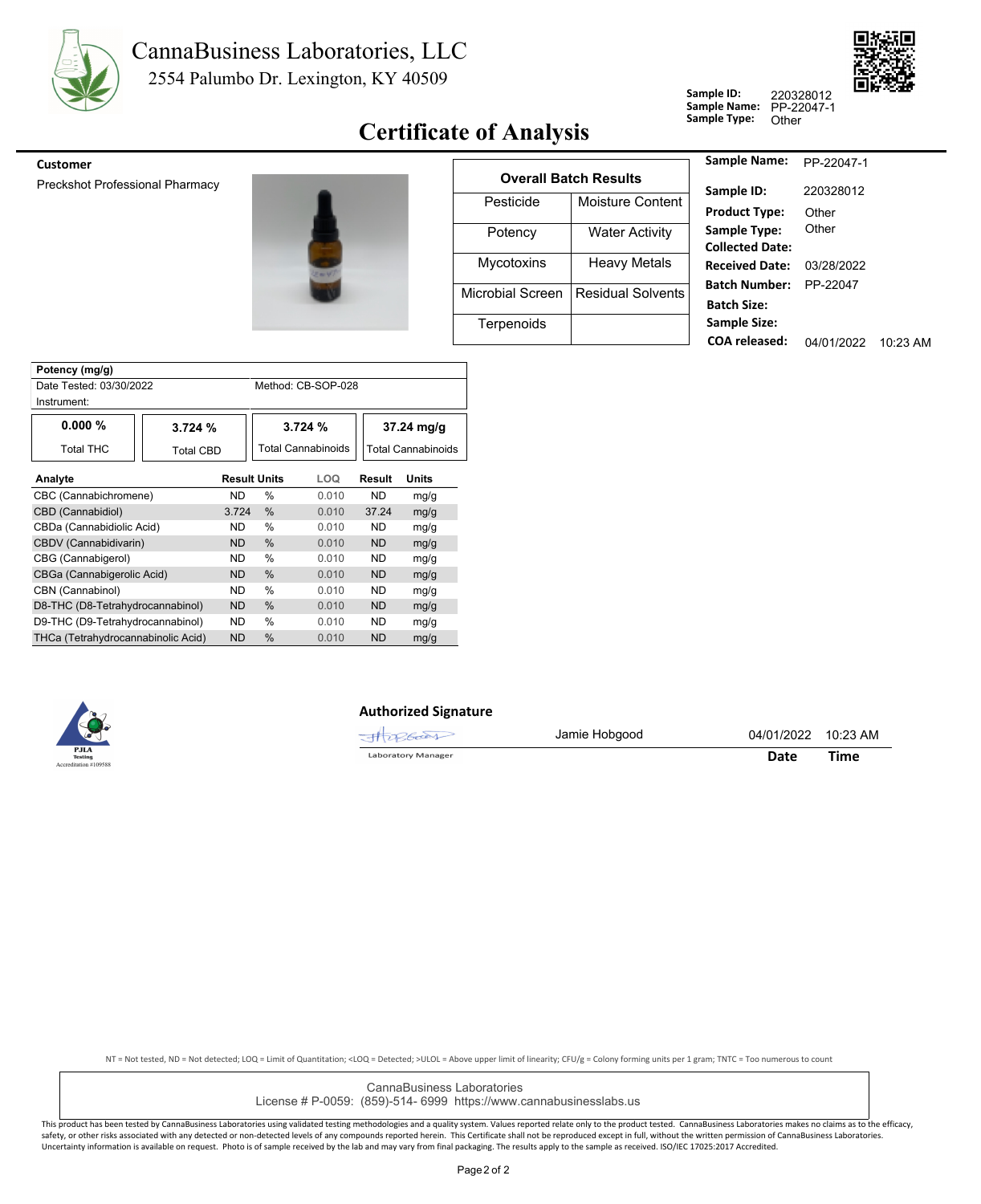# CannaBusiness Laboratories, LLC

2554 Palumbo Dr. Lexington, KY 40509

**Sample ID:** 220328012
**Sample Name:** PP-22047-1
**Sample Type:** Other

## Certificate of Analysis

**Customer**

Preckshot Professional Pharmacy

| Overall Batch Results | |
|---|---|
| Pesticide | Moisture Content |
| Potency | Water Activity |
| Mycotoxins | Heavy Metals |
| Microbial Screen | Residual Solvents |
| Terpenoids | |

| | |
|---|---|
| **Sample Name:** | PP-22047-1 |
| **Sample ID:** | 220328012 |
| **Product Type:** | Other |
| **Sample Type:** | Other |
| **Collected Date:** | |
| **Received Date:** | 03/28/2022 |
| **Batch Number:** | PP-22047 |
| **Batch Size:** | |
| **Sample Size:** | |
| **COA released:** | 04/01/2022 10:23 AM |

**Potency (mg/g)**

Date Tested: 03/30/2022 Method: CB-SOP-028

Instrument:

| 0.000 % | 3.724 % | 3.724 % | 37.24 mg/g |
|---|---|---|---|
| Total THC | Total CBD | Total Cannabinoids | Total Cannabinoids |

| Analyte | Result | Units | LOQ | Result | Units |
|---|---|---|---|---|---|
| CBC (Cannabichromene) | ND | % | 0.010 | ND | mg/g |
| CBD (Cannabidiol) | 3.724 | % | 0.010 | 37.24 | mg/g |
| CBDa (Cannabidiolic Acid) | ND | % | 0.010 | ND | mg/g |
| CBDV (Cannabidivarin) | ND | % | 0.010 | ND | mg/g |
| CBG (Cannabigerol) | ND | % | 0.010 | ND | mg/g |
| CBGa (Cannabigerolic Acid) | ND | % | 0.010 | ND | mg/g |
| CBN (Cannabinol) | ND | % | 0.010 | ND | mg/g |
| D8-THC (D8-Tetrahydrocannabinol) | ND | % | 0.010 | ND | mg/g |
| D9-THC (D9-Tetrahydrocannabinol) | ND | % | 0.010 | ND | mg/g |
| THCa (Tetrahydrocannabinolic Acid) | ND | % | 0.010 | ND | mg/g |

PJLA Testing Accreditation #109588

**Authorized Signature**

Jamie Hobgood — Laboratory Manager — Date: 04/01/2022 Time: 10:23 AM

NT = Not tested, ND = Not detected; LOQ = Limit of Quantitation; <LOQ = Detected; >ULOL = Above upper limit of linearity; CFU/g = Colony forming units per 1 gram; TNTC = Too numerous to count

CannaBusiness Laboratories
License # P-0059: (859)-514- 6999 https://www.cannabusinesslabs.us

This product has been tested by CannaBusiness Laboratories using validated testing methodologies and a quality system. Values reported relate only to the product tested. CannaBusiness Laboratories makes no claims as to the efficacy, safety, or other risks associated with any detected or non-detected levels of any compounds reported herein. This Certificate shall not be reproduced except in full, without the written permission of CannaBusiness Laboratories. Uncertainty information is available on request. Photo is of sample received by the lab and may vary from final packaging. The results apply to the sample as received. ISO/IEC 17025:2017 Accredited.